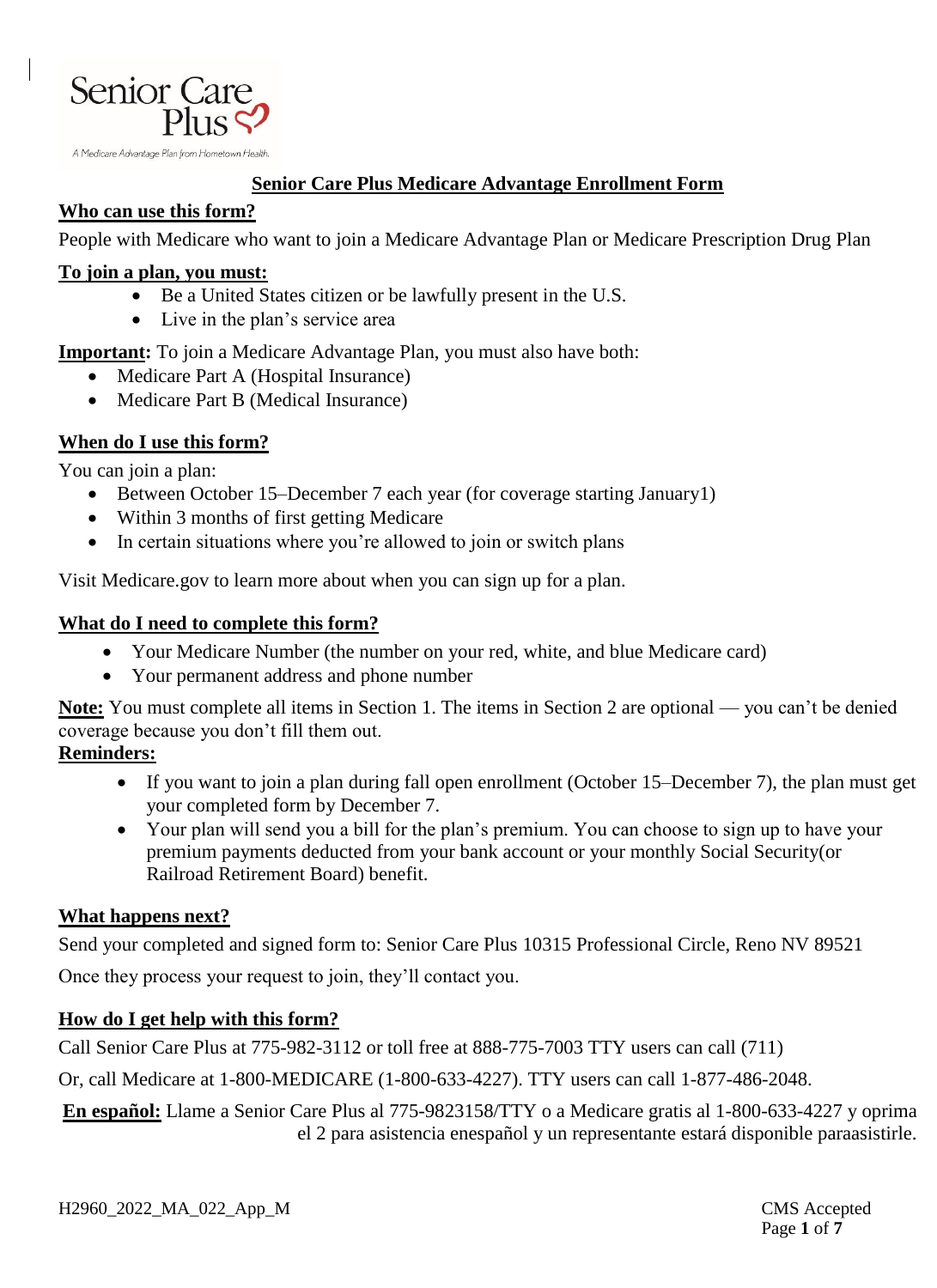# Senior Care Plus Medicare Advantage Enrollment Form

## Who can use this form?

People with Medicare who want to join a Medicare Advantage Plan or Medicare Prescription Drug Plan

## To join a plan, you must:

- Be a United States citizen or be lawfully present in the U.S.
- Live in the plan's service area

**Important:** To join a Medicare Advantage Plan, you must also have both:

- Medicare Part A (Hospital Insurance)
- Medicare Part B (Medical Insurance)

## When do I use this form?

You can join a plan:

- Between October 15–December 7 each year (for coverage starting January1)
- Within 3 months of first getting Medicare
- In certain situations where you're allowed to join or switch plans

Visit Medicare.gov to learn more about when you can sign up for a plan.

## What do I need to complete this form?

- Your Medicare Number (the number on your red, white, and blue Medicare card)
- Your permanent address and phone number

**Note:** You must complete all items in Section 1. The items in Section 2 are optional — you can't be denied coverage because you don't fill them out.

**Reminders:**

- If you want to join a plan during fall open enrollment (October 15–December 7), the plan must get your completed form by December 7.
- Your plan will send you a bill for the plan's premium. You can choose to sign up to have your premium payments deducted from your bank account or your monthly Social Security(or Railroad Retirement Board) benefit.

## What happens next?

Send your completed and signed form to: Senior Care Plus 10315 Professional Circle, Reno NV 89521

Once they process your request to join, they'll contact you.

## How do I get help with this form?

Call Senior Care Plus at 775-982-3112 or toll free at 888-775-7003 TTY users can call (711)

Or, call Medicare at 1-800-MEDICARE (1-800-633-4227). TTY users can call 1-877-486-2048.

**En español:** Llame a Senior Care Plus al 775-9823158/TTY o a Medicare gratis al 1-800-633-4227 y oprima el 2 para asistencia enespañol y un representante estará disponible paraasistirle.

H2960_2022_MA_022_App_M

CMS Accepted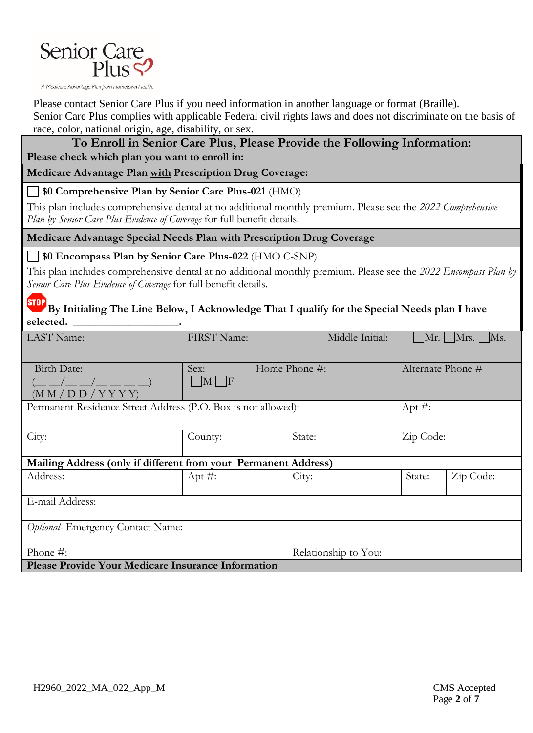Senior Care Plus

A Medicare Advantage Plan from Hometown Health.

Please contact Senior Care Plus if you need information in another language or format (Braille).
Senior Care Plus complies with applicable Federal civil rights laws and does not discriminate on the basis of race, color, national origin, age, disability, or sex.

## To Enroll in Senior Care Plus, Please Provide the Following Information:

**Please check which plan you want to enroll in:**

**Medicare Advantage Plan with Prescription Drug Coverage:**

☐ **$0 Comprehensive Plan by Senior Care Plus-021** (HMO)

This plan includes comprehensive dental at no additional monthly premium. Please see the *2022 Comprehensive Plan by Senior Care Plus Evidence of Coverage* for full benefit details.

**Medicare Advantage Special Needs Plan with Prescription Drug Coverage**

☐ **$0 Encompass Plan by Senior Care Plus-022** (HMO C-SNP)

This plan includes comprehensive dental at no additional monthly premium. Please see the *2022 Encompass Plan by Senior Care Plus Evidence of Coverage* for full benefit details.

STOP **By Initialing The Line Below, I Acknowledge That I qualify for the Special Needs plan I have selected. ___________________.**

| LAST Name: | FIRST Name: | | Middle Initial: | ☐Mr. ☐Mrs. ☐Ms. | |
|---|---|---|---|---|---|
| Birth Date: (\_\_ \_\_/\_\_ \_\_/\_\_ \_\_ \_\_ \_\_) (M M / D D / Y Y Y Y) | Sex: ☐M ☐F | Home Phone #: | | Alternate Phone # | |
| Permanent Residence Street Address (P.O. Box is not allowed): | | | | Apt #: | |
| City: | County: | State: | | Zip Code: | |
| **Mailing Address (only if different from your Permanent Address)** | | | | | |
| Address: | Apt #: | City: | | State: | Zip Code: |
| E-mail Address: | | | | | |
| *Optional*- Emergency Contact Name: | | | | | |
| Phone #: | | Relationship to You: | | | |
| **Please Provide Your Medicare Insurance Information** | | | | | |

H2960_2022_MA_022_App_M

CMS Accepted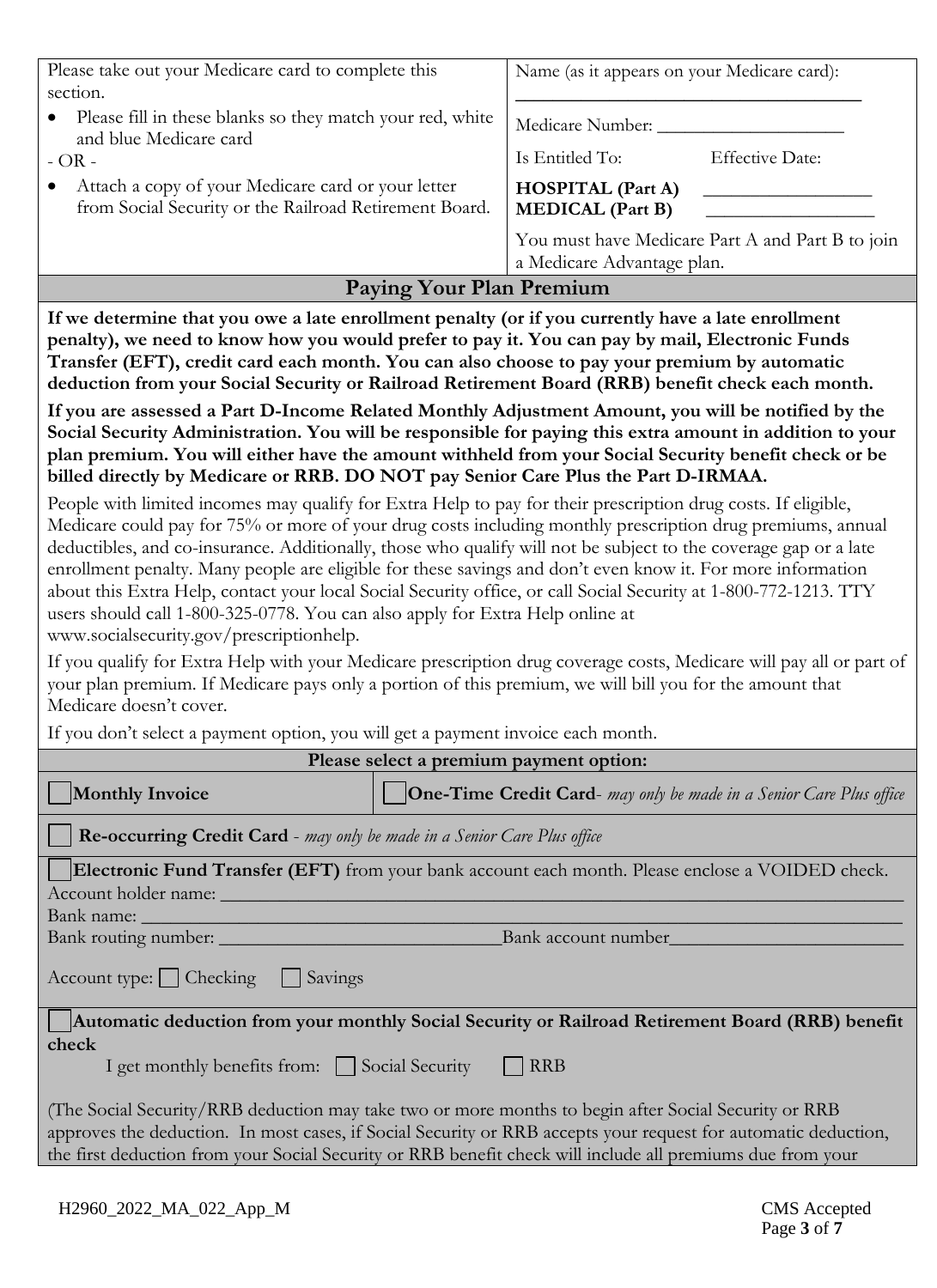| Please take out your Medicare card to complete this section. | Name (as it appears on your Medicare card): ______________________ |
|---|---|
| • Please fill in these blanks so they match your red, white and blue Medicare card<br>- OR -<br>• Attach a copy of your Medicare card or your letter from Social Security or the Railroad Retirement Board. | Medicare Number: ____________________<br>Is Entitled To: Effective Date:<br>**HOSPITAL (Part A)** ________________<br>**MEDICAL (Part B)** ________________<br>You must have Medicare Part A and Part B to join a Medicare Advantage plan. |

## Paying Your Plan Premium

**If we determine that you owe a late enrollment penalty (or if you currently have a late enrollment penalty), we need to know how you would prefer to pay it. You can pay by mail, Electronic Funds Transfer (EFT), credit card each month. You can also choose to pay your premium by automatic deduction from your Social Security or Railroad Retirement Board (RRB) benefit check each month.**

**If you are assessed a Part D-Income Related Monthly Adjustment Amount, you will be notified by the Social Security Administration. You will be responsible for paying this extra amount in addition to your plan premium. You will either have the amount withheld from your Social Security benefit check or be billed directly by Medicare or RRB. DO NOT pay Senior Care Plus the Part D-IRMAA.**

People with limited incomes may qualify for Extra Help to pay for their prescription drug costs. If eligible, Medicare could pay for 75% or more of your drug costs including monthly prescription drug premiums, annual deductibles, and co-insurance. Additionally, those who qualify will not be subject to the coverage gap or a late enrollment penalty. Many people are eligible for these savings and don't even know it. For more information about this Extra Help, contact your local Social Security office, or call Social Security at 1-800-772-1213. TTY users should call 1-800-325-0778. You can also apply for Extra Help online at www.socialsecurity.gov/prescriptionhelp.

If you qualify for Extra Help with your Medicare prescription drug coverage costs, Medicare will pay all or part of your plan premium. If Medicare pays only a portion of this premium, we will bill you for the amount that Medicare doesn't cover.

If you don't select a payment option, you will get a payment invoice each month.

**Please select a premium payment option:**

☐ **Monthly Invoice**

☐ **One-Time Credit Card**- *may only be made in a Senior Care Plus office*

☐ **Re-occurring Credit Card** - *may only be made in a Senior Care Plus office*

☐ **Electronic Fund Transfer (EFT)** from your bank account each month. Please enclose a VOIDED check.

Account holder name: ____________________________________________

Bank name: ____________________________________________

Bank routing number: ____________________ Bank account number____________________

Account type: ☐ Checking ☐ Savings

☐ **Automatic deduction from your monthly Social Security or Railroad Retirement Board (RRB) benefit check**

I get monthly benefits from: ☐ Social Security ☐ RRB

(The Social Security/RRB deduction may take two or more months to begin after Social Security or RRB approves the deduction. In most cases, if Social Security or RRB accepts your request for automatic deduction, the first deduction from your Social Security or RRB benefit check will include all premiums due from your

H2960_2022_MA_022_App_M CMS Accepted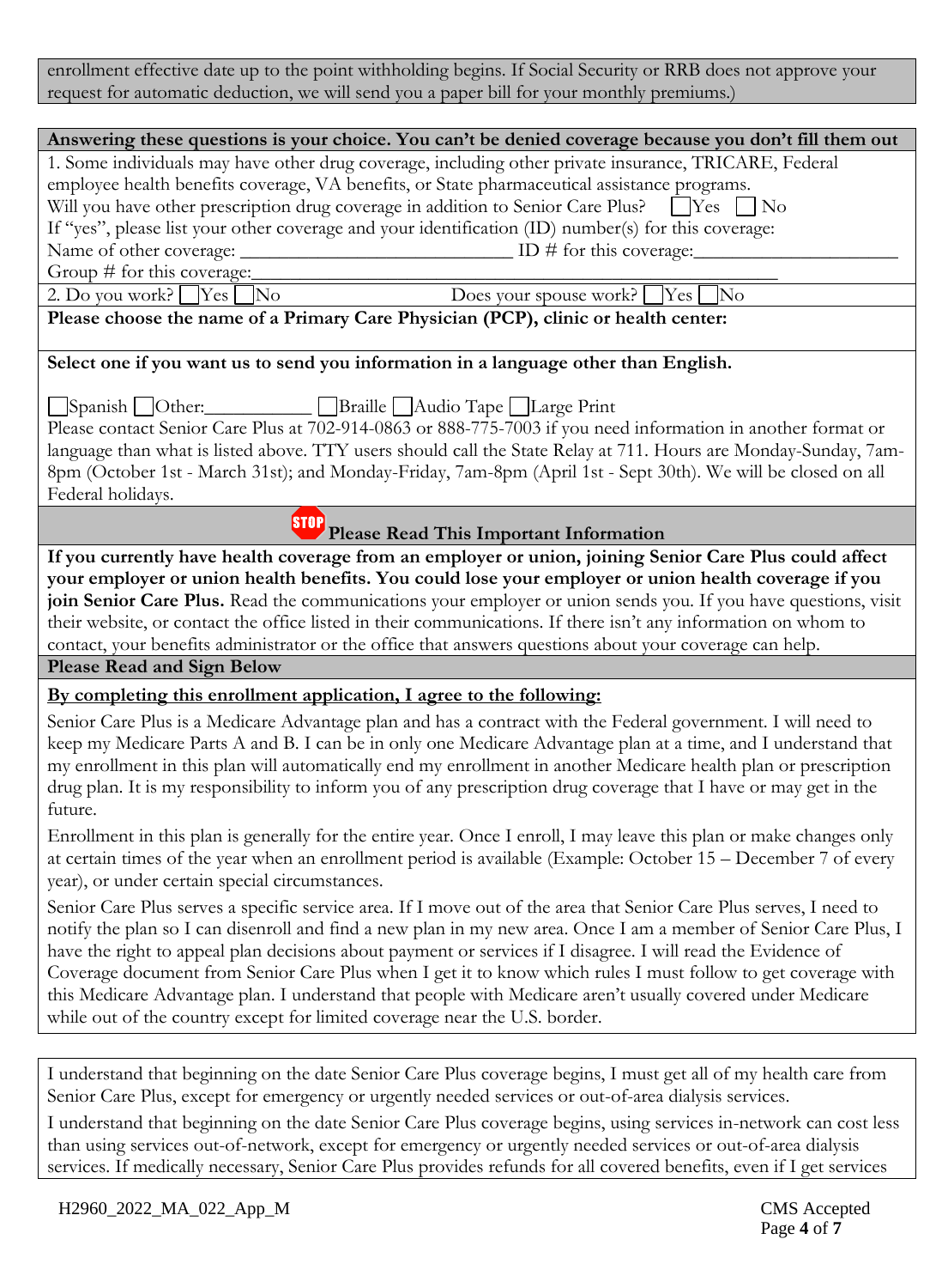enrollment effective date up to the point withholding begins. If Social Security or RRB does not approve your request for automatic deduction, we will send you a paper bill for your monthly premiums.)

**Answering these questions is your choice. You can't be denied coverage because you don't fill them out**

1. Some individuals may have other drug coverage, including other private insurance, TRICARE, Federal employee health benefits coverage, VA benefits, or State pharmaceutical assistance programs.
Will you have other prescription drug coverage in addition to Senior Care Plus? ☐ Yes ☐ No
If "yes", please list your other coverage and your identification (ID) number(s) for this coverage:
Name of other coverage: ____________________________ ID # for this coverage: _____________________
Group # for this coverage: ________________________________________________________

2. Do you work? ☐ Yes ☐ No Does your spouse work? ☐ Yes ☐ No

**Please choose the name of a Primary Care Physician (PCP), clinic or health center:**

**Select one if you want us to send you information in a language other than English.**

☐ Spanish ☐ Other: ___________ ☐ Braille ☐ Audio Tape ☐ Large Print

Please contact Senior Care Plus at 702-914-0863 or 888-775-7003 if you need information in another format or language than what is listed above. TTY users should call the State Relay at 711. Hours are Monday-Sunday, 7am-8pm (October 1st - March 31st); and Monday-Friday, 7am-8pm (April 1st - Sept 30th). We will be closed on all Federal holidays.

**STOP Please Read This Important Information**

**If you currently have health coverage from an employer or union, joining Senior Care Plus could affect your employer or union health benefits. You could lose your employer or union health coverage if you join Senior Care Plus.** Read the communications your employer or union sends you. If you have questions, visit their website, or contact the office listed in their communications. If there isn't any information on whom to contact, your benefits administrator or the office that answers questions about your coverage can help.

**Please Read and Sign Below**

**By completing this enrollment application, I agree to the following:**

Senior Care Plus is a Medicare Advantage plan and has a contract with the Federal government. I will need to keep my Medicare Parts A and B. I can be in only one Medicare Advantage plan at a time, and I understand that my enrollment in this plan will automatically end my enrollment in another Medicare health plan or prescription drug plan. It is my responsibility to inform you of any prescription drug coverage that I have or may get in the future.

Enrollment in this plan is generally for the entire year. Once I enroll, I may leave this plan or make changes only at certain times of the year when an enrollment period is available (Example: October 15 – December 7 of every year), or under certain special circumstances.

Senior Care Plus serves a specific service area. If I move out of the area that Senior Care Plus serves, I need to notify the plan so I can disenroll and find a new plan in my new area. Once I am a member of Senior Care Plus, I have the right to appeal plan decisions about payment or services if I disagree. I will read the Evidence of Coverage document from Senior Care Plus when I get it to know which rules I must follow to get coverage with this Medicare Advantage plan. I understand that people with Medicare aren't usually covered under Medicare while out of the country except for limited coverage near the U.S. border.

I understand that beginning on the date Senior Care Plus coverage begins, I must get all of my health care from Senior Care Plus, except for emergency or urgently needed services or out-of-area dialysis services.

I understand that beginning on the date Senior Care Plus coverage begins, using services in-network can cost less than using services out-of-network, except for emergency or urgently needed services or out-of-area dialysis services. If medically necessary, Senior Care Plus provides refunds for all covered benefits, even if I get services

H2960_2022_MA_022_App_M CMS Accepted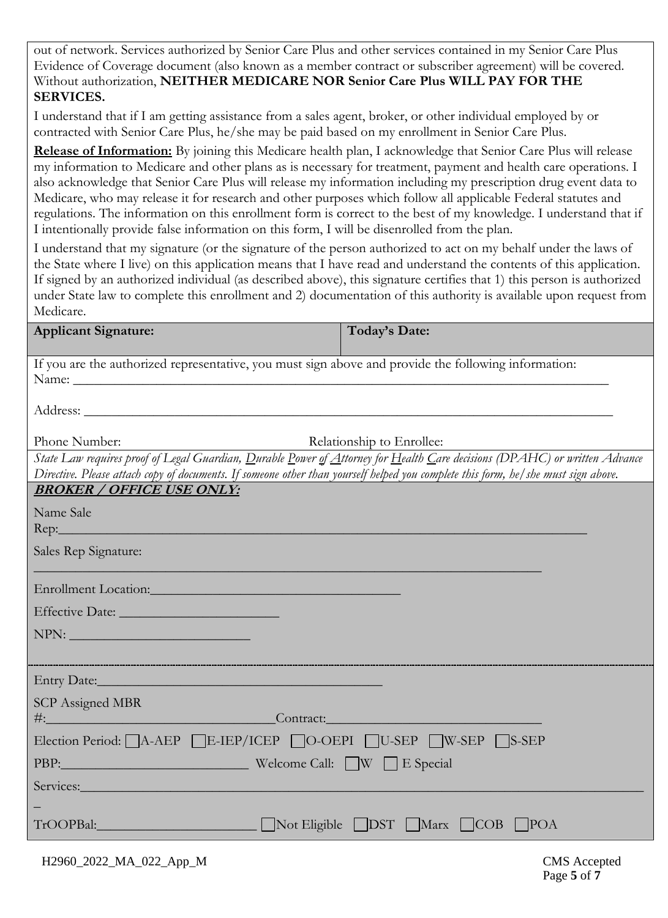out of network. Services authorized by Senior Care Plus and other services contained in my Senior Care Plus Evidence of Coverage document (also known as a member contract or subscriber agreement) will be covered. Without authorization, **NEITHER MEDICARE NOR Senior Care Plus WILL PAY FOR THE SERVICES.**

I understand that if I am getting assistance from a sales agent, broker, or other individual employed by or contracted with Senior Care Plus, he/she may be paid based on my enrollment in Senior Care Plus.

**Release of Information:** By joining this Medicare health plan, I acknowledge that Senior Care Plus will release my information to Medicare and other plans as is necessary for treatment, payment and health care operations. I also acknowledge that Senior Care Plus will release my information including my prescription drug event data to Medicare, who may release it for research and other purposes which follow all applicable Federal statutes and regulations. The information on this enrollment form is correct to the best of my knowledge. I understand that if I intentionally provide false information on this form, I will be disenrolled from the plan.

I understand that my signature (or the signature of the person authorized to act on my behalf under the laws of the State where I live) on this application means that I have read and understand the contents of this application. If signed by an authorized individual (as described above), this signature certifies that 1) this person is authorized under State law to complete this enrollment and 2) documentation of this authority is available upon request from Medicare.

| **Applicant Signature:** | **Today's Date:** |
| --- | --- |
| | |

If you are the authorized representative, you must sign above and provide the following information:

Name: ____________________________________________________________________________

Address: __________________________________________________________________________

Phone Number: Relationship to Enrollee:

*State Law requires proof of Legal Guardian, Durable Power of Attorney for Health Care decisions (DPAHC) or written Advance Directive. Please attach copy of documents. If someone other than yourself helped you complete this form, he/she must sign above.*

***BROKER / OFFICE USE ONLY:***

Name Sale Rep:____________________________________________________________________

Sales Rep Signature: ______________________________________________________________

Enrollment Location:_____________________________________

Effective Date: ________________________

NPN: ___________________________

Entry Date:___________________________________________

SCP Assigned MBR #:_________________________________Contract:______________________________

Election Period: ☐ A-AEP ☐ E-IEP/ICEP ☐ O-OEPI ☐ U-SEP ☐ W-SEP ☐ S-SEP

PBP:____________________________ Welcome Call: ☐ W ☐ E Special

Services:_________________________________________________________________________________

TrOOPBal:________________________ ☐ Not Eligible ☐ DST ☐ Marx ☐ COB ☐ POA

H2960_2022_MA_022_App_M CMS Accepted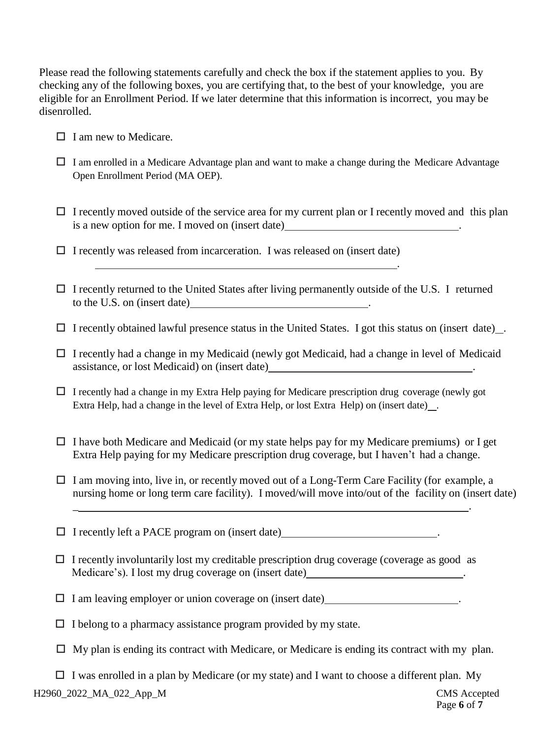Please read the following statements carefully and check the box if the statement applies to you. By checking any of the following boxes, you are certifying that, to the best of your knowledge, you are eligible for an Enrollment Period. If we later determine that this information is incorrect, you may be disenrolled.

- ☐ I am new to Medicare.
- ☐ I am enrolled in a Medicare Advantage plan and want to make a change during the Medicare Advantage Open Enrollment Period (MA OEP).
- ☐ I recently moved outside of the service area for my current plan or I recently moved and this plan is a new option for me. I moved on (insert date)\_\_\_\_\_\_\_\_\_\_\_\_\_\_\_\_\_\_\_\_\_\_\_\_\_\_\_\_\_\_\_\_.
- ☐ I recently was released from incarceration. I was released on (insert date) \_\_\_\_\_\_\_\_\_\_\_\_\_\_\_\_\_\_\_\_\_\_\_\_\_\_\_\_\_\_\_\_\_\_\_\_\_\_\_\_\_\_\_\_\_\_\_\_\_\_\_\_\_\_\_\_\_.
- ☐ I recently returned to the United States after living permanently outside of the U.S. I returned to the U.S. on (insert date)\_\_\_\_\_\_\_\_\_\_\_\_\_\_\_\_\_\_\_\_\_\_\_\_\_\_\_\_\_\_\_\_.
- ☐ I recently obtained lawful presence status in the United States. I got this status on (insert date)\_.
- ☐ I recently had a change in my Medicaid (newly got Medicaid, had a change in level of Medicaid assistance, or lost Medicaid) on (insert date)\_\_\_\_\_\_\_\_\_\_\_\_\_\_\_\_\_\_\_\_\_\_\_\_\_\_\_\_\_\_\_\_\_\_\_\_\_\_.
- ☐ I recently had a change in my Extra Help paying for Medicare prescription drug coverage (newly got Extra Help, had a change in the level of Extra Help, or lost Extra Help) on (insert date)\_\_.
- ☐ I have both Medicare and Medicaid (or my state helps pay for my Medicare premiums) or I get Extra Help paying for my Medicare prescription drug coverage, but I haven't had a change.
- ☐ I am moving into, live in, or recently moved out of a Long-Term Care Facility (for example, a nursing home or long term care facility). I moved/will move into/out of the facility on (insert date) \_\_\_\_\_\_\_\_\_\_\_\_\_\_\_\_\_\_\_\_\_\_\_\_\_\_\_\_\_\_\_\_\_\_\_\_\_\_\_\_\_\_\_\_\_\_\_\_\_\_\_\_\_\_\_\_\_\_\_\_\_\_\_\_\_\_\_\_\_\_\_\_\_.
- ☐ I recently left a PACE program on (insert date)\_\_\_\_\_\_\_\_\_\_\_\_\_\_\_\_\_\_\_\_\_\_\_\_\_\_\_\_.
- ☐ I recently involuntarily lost my creditable prescription drug coverage (coverage as good as Medicare's). I lost my drug coverage on (insert date)\_\_\_\_\_\_\_\_\_\_\_\_\_\_\_\_\_\_\_\_\_\_\_\_\_\_\_\_\_\_.
- ☐ I am leaving employer or union coverage on (insert date)\_\_\_\_\_\_\_\_\_\_\_\_\_\_\_\_\_\_\_\_\_\_\_\_.
- ☐ I belong to a pharmacy assistance program provided by my state.
- ☐ My plan is ending its contract with Medicare, or Medicare is ending its contract with my plan.
- ☐ I was enrolled in a plan by Medicare (or my state) and I want to choose a different plan. My

H2960_2022_MA_022_App_M CMS Accepted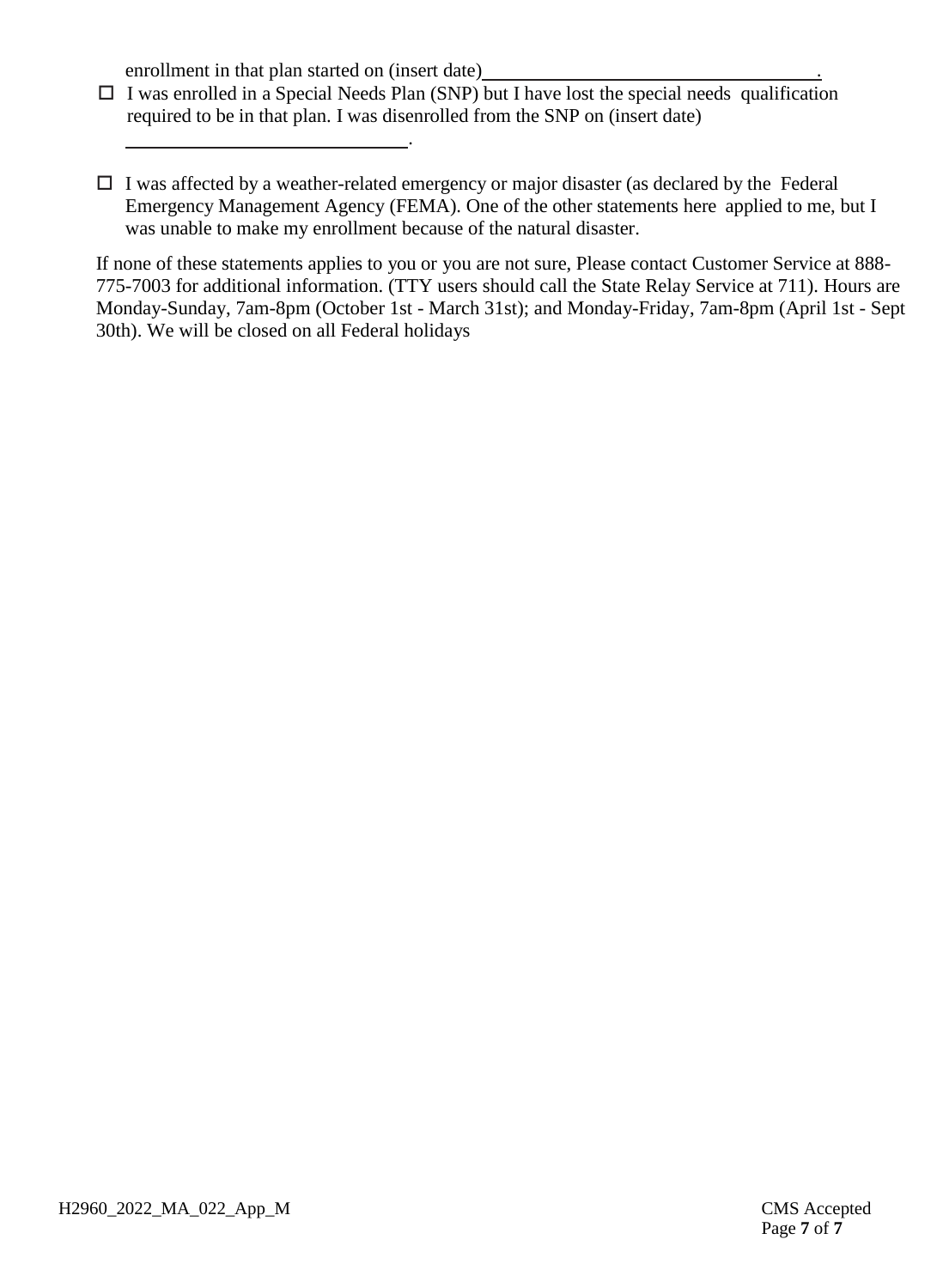enrollment in that plan started on (insert date)\_\_\_\_\_\_\_\_\_\_\_\_\_\_\_\_\_\_\_\_\_\_\_\_\_\_\_\_\_\_\_\_.

- ☐ I was enrolled in a Special Needs Plan (SNP) but I have lost the special needs qualification required to be in that plan. I was disenrolled from the SNP on (insert date) \_\_\_\_\_\_\_\_\_\_\_\_\_\_\_\_\_\_\_\_\_\_\_\_\_\_\_\_.

- ☐ I was affected by a weather-related emergency or major disaster (as declared by the Federal Emergency Management Agency (FEMA). One of the other statements here applied to me, but I was unable to make my enrollment because of the natural disaster.

If none of these statements applies to you or you are not sure, Please contact Customer Service at 888-775-7003 for additional information. (TTY users should call the State Relay Service at 711). Hours are Monday-Sunday, 7am-8pm (October 1st - March 31st); and Monday-Friday, 7am-8pm (April 1st - Sept 30th). We will be closed on all Federal holidays

H2960_2022_MA_022_App_M

CMS Accepted